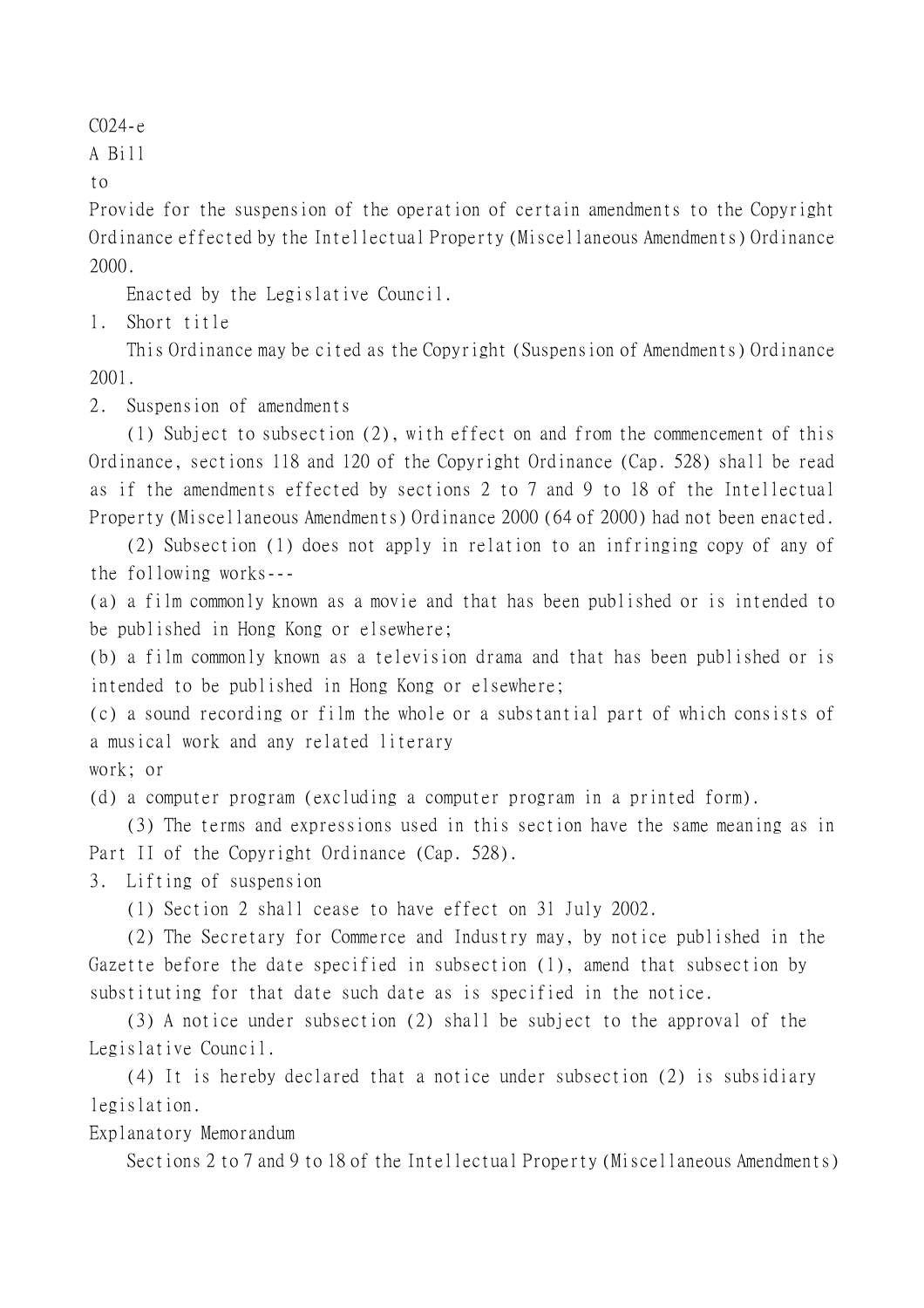C024-e

A Bill

to

Provide for the suspension of the operation of certain amendments to the Copyright Ordinance effected by the Intellectual Property (Miscellaneous Amendments) Ordinance 2000.

Enacted by the Legislative Council.

## 1. Short title

This Ordinance may be cited as the Copyright (Suspension of Amendments) Ordinance 2001.

## 2. Suspension of amendments

(1) Subject to subsection (2), with effect on and from the commencement of this Ordinance, sections 118 and 120 of the Copyright Ordinance (Cap. 528) shall be read as if the amendments effected by sections 2 to 7 and 9 to 18 of the Intellectual Property (Miscellaneous Amendments) Ordinance 2000 (64 of 2000) had not been enacted.

(2) Subsection (1) does not apply in relation to an infringing copy of any of the following works---

(a) a film commonly known as a movie and that has been published or is intended to be published in Hong Kong or elsewhere;

(b) a film commonly known as a television drama and that has been published or is intended to be published in Hong Kong or elsewhere;

(c) a sound recording or film the whole or a substantial part of which consists of a musical work and any related literary work; or

(d) a computer program (excluding a computer program in a printed form).

(3) The terms and expressions used in this section have the same meaning as in Part II of the Copyright Ordinance (Cap. 528).

## 3. Lifting of suspension

(1) Section 2 shall cease to have effect on 31 July 2002.

(2) The Secretary for Commerce and Industry may, by notice published in the Gazette before the date specified in subsection (1), amend that subsection by substituting for that date such date as is specified in the notice.

(3) A notice under subsection (2) shall be subject to the approval of the Legislative Council.

(4) It is hereby declared that a notice under subsection (2) is subsidiary legislation.

## Explanatory Memorandum

Sections 2 to 7 and 9 to 18 of the Intellectual Property (Miscellaneous Amendments)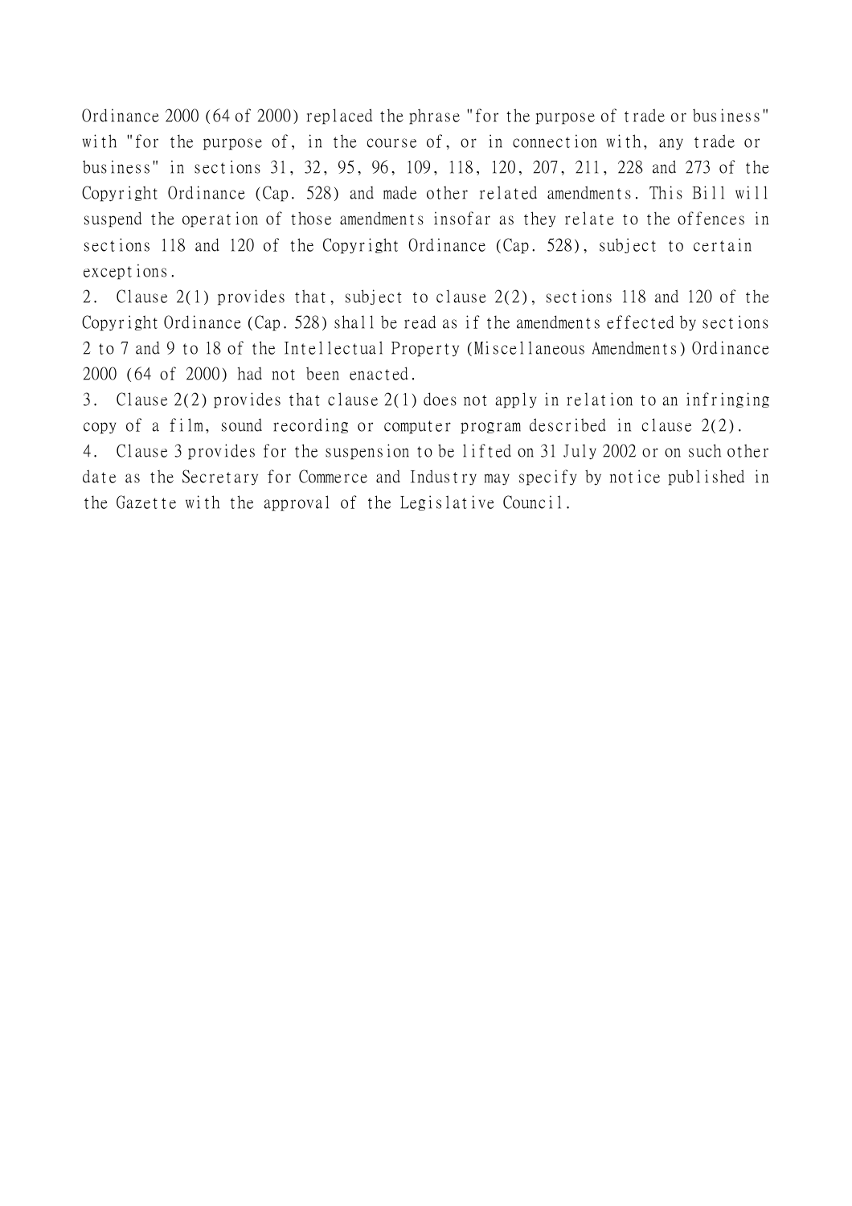Ordinance 2000 (64 of 2000) replaced the phrase "for the purpose of trade or business" with "for the purpose of, in the course of, or in connection with, any trade or business" in sections 31, 32, 95, 96, 109, 118, 120, 207, 211, 228 and 273 of the Copyright Ordinance (Cap. 528) and made other related amendments. This Bill will suspend the operation of those amendments insofar as they relate to the offences in sections 118 and 120 of the Copyright Ordinance (Cap. 528), subject to certain exceptions.

2. Clause 2(1) provides that, subject to clause 2(2), sections 118 and 120 of the Copyright Ordinance (Cap. 528) shall be read as if the amendments effected by sections 2 to 7 and 9 to 18 of the Intellectual Property (Miscellaneous Amendments) Ordinance 2000 (64 of 2000) had not been enacted.

3. Clause 2(2) provides that clause 2(1) does not apply in relation to an infringing copy of a film, sound recording or computer program described in clause 2(2).

4. Clause 3 provides for the suspension to be lifted on 31 July 2002 or on such other date as the Secretary for Commerce and Industry may specify by notice published in the Gazette with the approval of the Legislative Council.